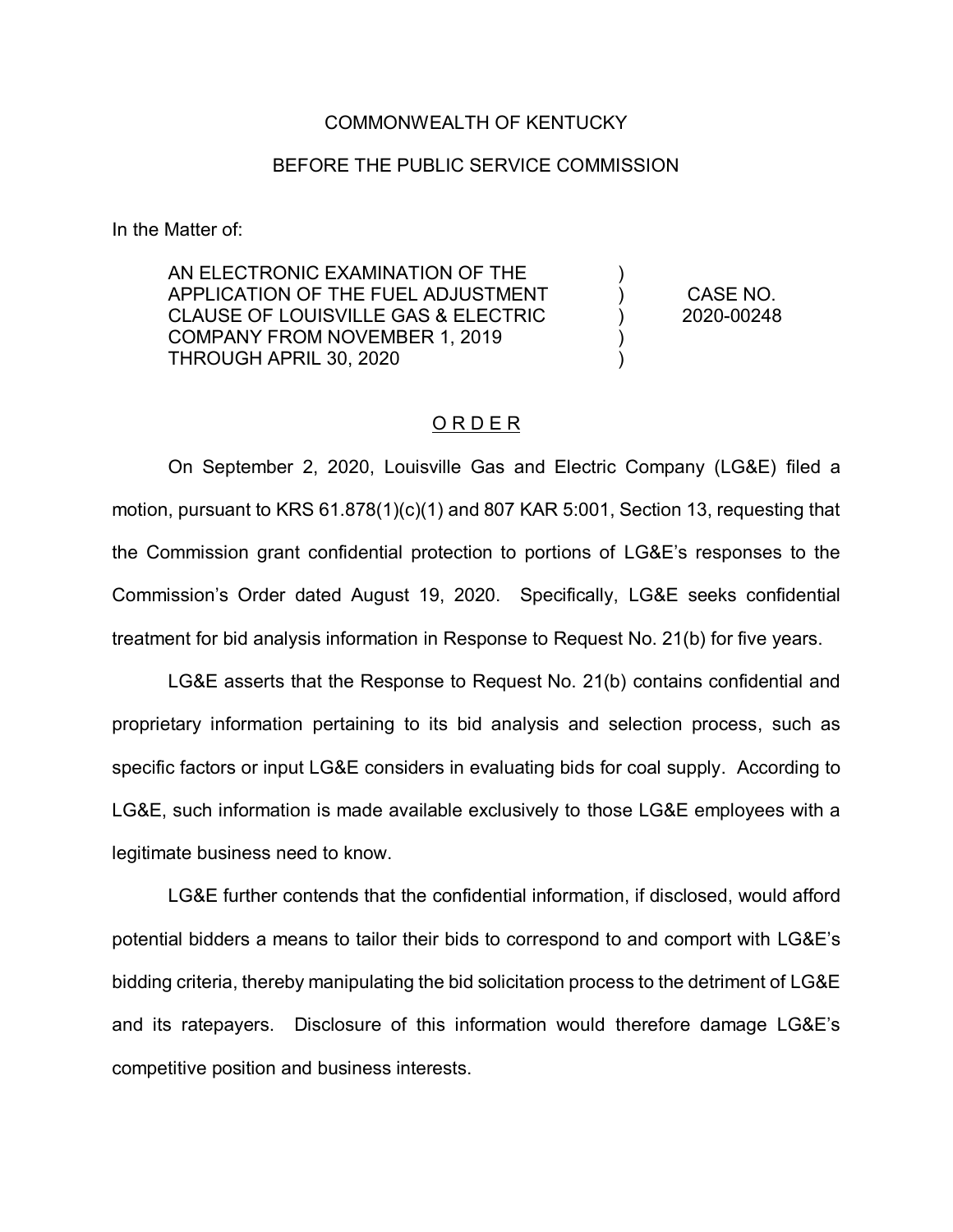COMMONWEALTH OF KENTUCKY

BEFORE THE PUBLIC SERVICE COMMISSION

In the Matter of:

| | | |
|---|---|---|
| AN ELECTRONIC EXAMINATION OF THE APPLICATION OF THE FUEL ADJUSTMENT CLAUSE OF LOUISVILLE GAS & ELECTRIC COMPANY FROM NOVEMBER 1, 2019 THROUGH APRIL 30, 2020 | ) ) ) ) ) | CASE NO. 2020-00248 |

## ORDER

On September 2, 2020, Louisville Gas and Electric Company (LG&E) filed a motion, pursuant to KRS 61.878(1)(c)(1) and 807 KAR 5:001, Section 13, requesting that the Commission grant confidential protection to portions of LG&E's responses to the Commission's Order dated August 19, 2020. Specifically, LG&E seeks confidential treatment for bid analysis information in Response to Request No. 21(b) for five years.

LG&E asserts that the Response to Request No. 21(b) contains confidential and proprietary information pertaining to its bid analysis and selection process, such as specific factors or input LG&E considers in evaluating bids for coal supply. According to LG&E, such information is made available exclusively to those LG&E employees with a legitimate business need to know.

LG&E further contends that the confidential information, if disclosed, would afford potential bidders a means to tailor their bids to correspond to and comport with LG&E's bidding criteria, thereby manipulating the bid solicitation process to the detriment of LG&E and its ratepayers. Disclosure of this information would therefore damage LG&E's competitive position and business interests.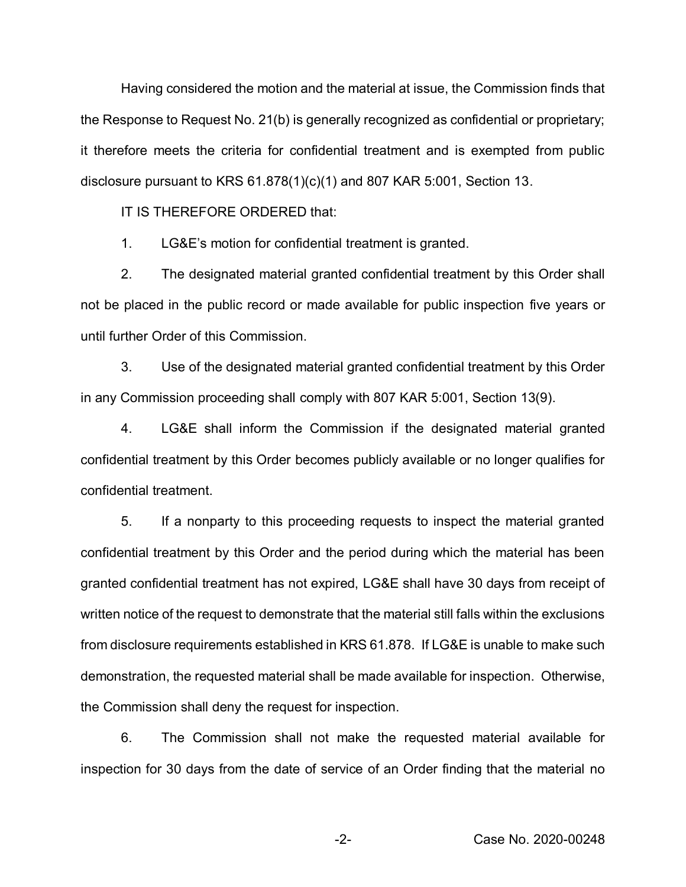Having considered the motion and the material at issue, the Commission finds that the Response to Request No. 21(b) is generally recognized as confidential or proprietary; it therefore meets the criteria for confidential treatment and is exempted from public disclosure pursuant to KRS 61.878(1)(c)(1) and 807 KAR 5:001, Section 13.

IT IS THEREFORE ORDERED that:

1. LG&E's motion for confidential treatment is granted.

2. The designated material granted confidential treatment by this Order shall not be placed in the public record or made available for public inspection five years or until further Order of this Commission.

3. Use of the designated material granted confidential treatment by this Order in any Commission proceeding shall comply with 807 KAR 5:001, Section 13(9).

4. LG&E shall inform the Commission if the designated material granted confidential treatment by this Order becomes publicly available or no longer qualifies for confidential treatment.

5. If a nonparty to this proceeding requests to inspect the material granted confidential treatment by this Order and the period during which the material has been granted confidential treatment has not expired, LG&E shall have 30 days from receipt of written notice of the request to demonstrate that the material still falls within the exclusions from disclosure requirements established in KRS 61.878. If LG&E is unable to make such demonstration, the requested material shall be made available for inspection. Otherwise, the Commission shall deny the request for inspection.

6. The Commission shall not make the requested material available for inspection for 30 days from the date of service of an Order finding that the material no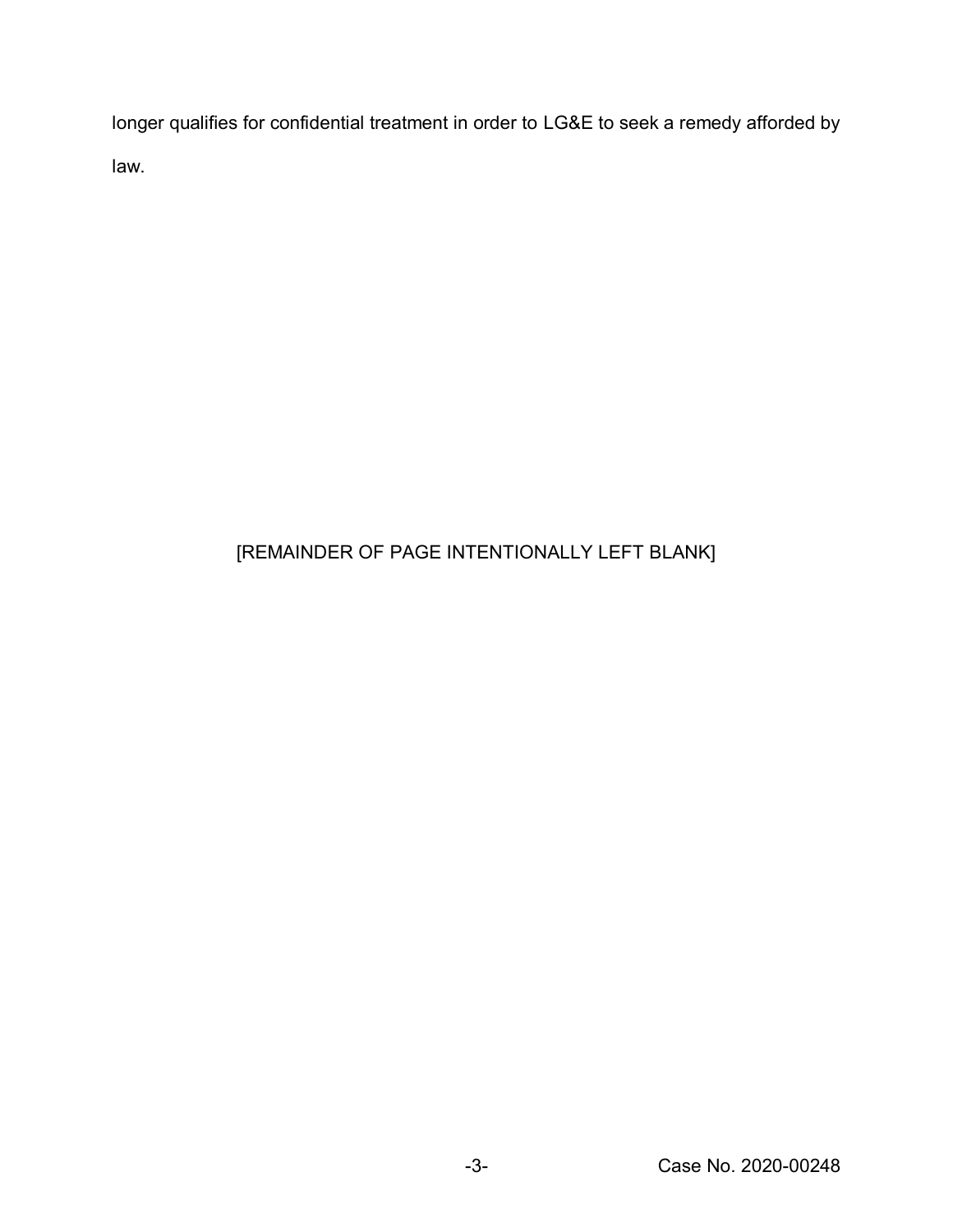longer qualifies for confidential treatment in order to LG&E to seek a remedy afforded by law.

[REMAINDER OF PAGE INTENTIONALLY LEFT BLANK]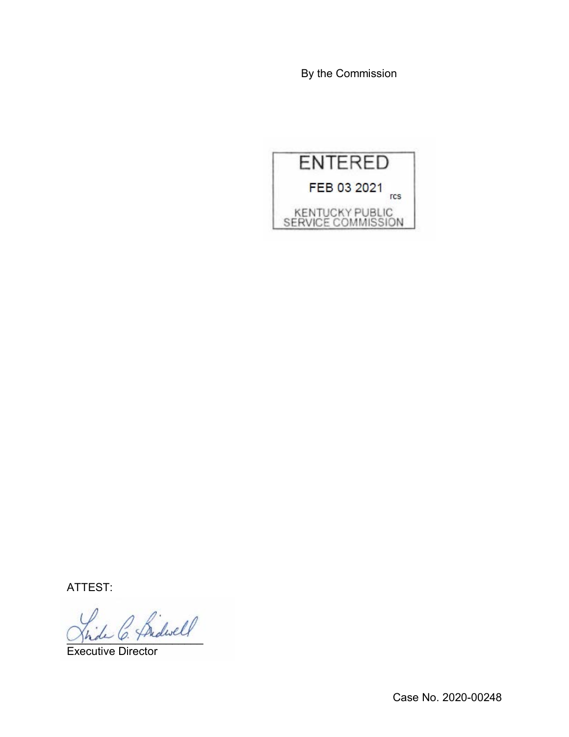By the Commission

ENTERED

FEB 03 2021

rcs

KENTUCKY PUBLIC SERVICE COMMISSION

ATTEST:

Executive Director

Case No. 2020-00248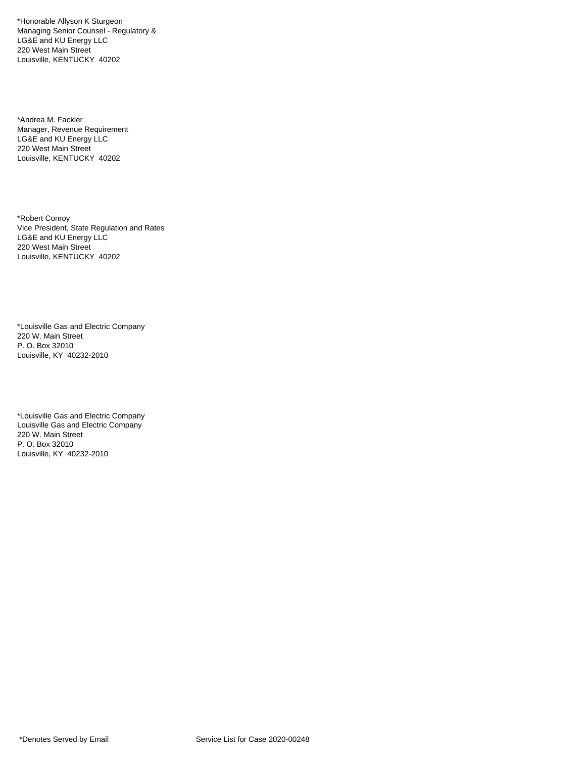*Honorable Allyson K Sturgeon
Managing Senior Counsel - Regulatory &
LG&E and KU Energy LLC
220 West Main Street
Louisville, KENTUCKY  40202

*Andrea M. Fackler
Manager, Revenue Requirement
LG&E and KU Energy LLC
220 West Main Street
Louisville, KENTUCKY  40202

*Robert Conroy
Vice President, State Regulation and Rates
LG&E and KU Energy LLC
220 West Main Street
Louisville, KENTUCKY  40202

*Louisville Gas and Electric Company
220 W. Main Street
P. O. Box 32010
Louisville, KY  40232-2010

*Louisville Gas and Electric Company
Louisville Gas and Electric Company
220 W. Main Street
P. O. Box 32010
Louisville, KY  40232-2010

*Denotes Served by Email

Service List for Case 2020-00248